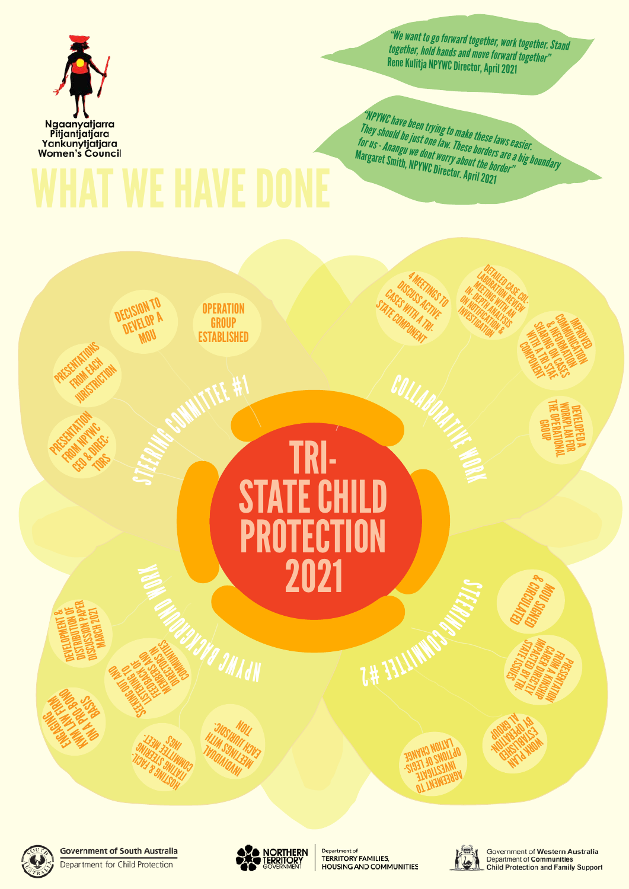Ngaanyatjarra Pitjantjatjara Yankunytjatjara Women's Council

# WHAT WE HAVE DONE

*"We want to go forward together, work together. Stand together, hold hands and move forward together"*
Rene Kulitja NPYWC Director, April 2021

*"NPYWC have been trying to make these laws easier. They should be just one law. These borders are a big boundary for us - Anangu we dont worry about the border"*
Margaret Smith, NPYWC Director. April 2021

# TRI-STATE CHILD PROTECTION 2021

## STEERING COMMITTEE #1

- Presentation from NPYWC CEO & Directors
- Presentations from each jurisdiction
- Decision to develop a MOU
- Operation group established

## COLLABORATIVE WORK

- 4 meetings to discuss active cases with a tri-state component
- Detailed case collaboration review meeting with an in-depth analysis on notification & investigation
- Improved communication & information sharing on cases with a tri state component
- Developed a workplan for the operational group

## STEERING COMMITTEE #2

- MOU signed & circulated
- Presentation from a kinship carer directly impacted by tri-state issues
- Work plan established by operational group
- Agreement to investigate options of legislation change

## NPYWC BACKGROUND WORK

- Individual meetings with each jurisdiction
- Hosting & facilitating steering committee meetings
- Engaging KWM law firm on a pro bono basis
- Seeking out and listening to feedback of members and directors in communities
- Development & distribution of discussion paper March 2021

Government of South Australia, Department for Child Protection

Northern Territory Government, Department of Territory Families, Housing and Communities

Government of Western Australia, Department of Communities, Child Protection and Family Support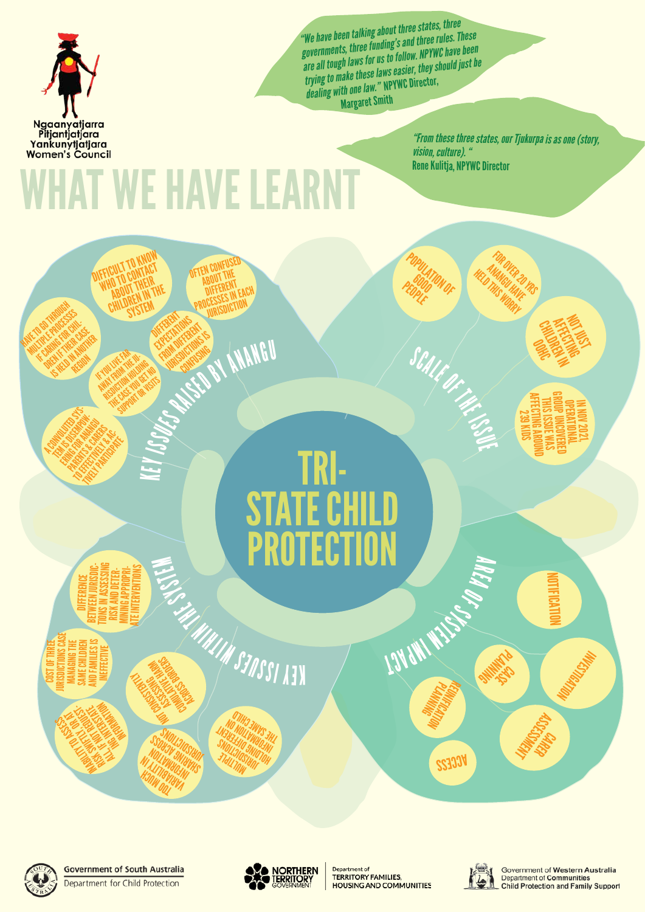Ngaanyatjarra Pitjantjatjara Yankunytjatjara Women's Council

*"We have been talking about three states, three governments, three funding's and three rules. These are all tough laws for us to follow. NPYWC have been trying to make these laws easier, they should just be dealing with one law."* NPYWC Director, Margaret Smith

*"From these three states, our Tjukurpa is as one (story, vision, culture)."* Rene Kulitja, NPYWC Director

# WHAT WE HAVE LEARNT

## TRI-STATE CHILD PROTECTION

### KEY ISSUES RAISED BY ANANGU

- Difficult to know who to contact about their children in the system
- Often confused about the different processes in each jurisdiction
- Have to go through multiple processes if caring for children if their case is held in another region
- Different expectations from different jurisdictions is confusing
- If you live far away from the jurisdiction holding the case you get no support or visits
- A convoluted system is disempowering for Anangu parents & carers to effectively & actively participate

### SCALE OF THE ISSUE

- Population of 6000 people
- For over 20 yrs Anangu have held this worry
- Not just affecting children in OOHC
- In Nov 2021, operational group uncovered this issue was affecting around 239 kids

### KEY ISSUES WITHIN THE SYSTEM

- Difference between jurisdictions in assessing risk and determining appropriate interventions
- Cost of three jurisdictions case managing the same children and families is ineffective
- Not consistently assessing cumulative harm across borders
- Inability to assess risk swiftly, or at all if not the jurisdiction holding information
- Too much variability in information sharing across jurisdictions
- Multiple jurisdictions holding different information on the same child

### AREA OF SYSTEM IMPACT

- Notification
- Investigation
- Case planning
- Carer assessment
- Reunification planning
- Access

Government of South Australia — Department for Child Protection

Northern Territory Government — Department of Territory Families, Housing and Communities

Government of Western Australia — Department of Communities — Child Protection and Family Support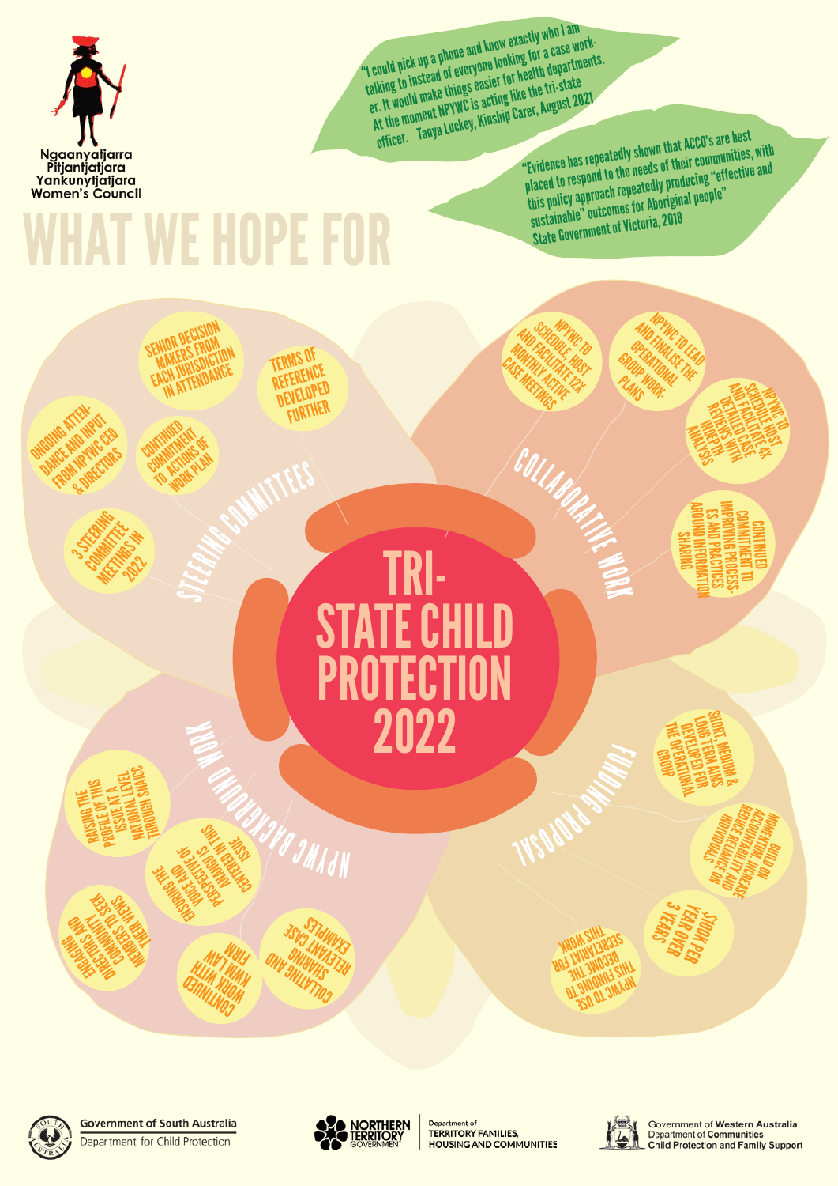Ngaanyatjarra
Pitjantjatjara
Yankunytjatjara
Women's Council

# WHAT WE HOPE FOR

"I could pick up a phone and know exactly who I am talking to instead of everyone looking for a case worker. It would make things easier for health departments. At the moment NPYWC is acting like the tri-state officer. Tanya Luckey, Kinship Carer, August 2021

"Evidence has repeatedly shown that ACCO's are best placed to respond to the needs of their communities, with this policy approach repeatedly producing "effective and sustainable" outcomes for Aboriginal people"
State Government of Victoria, 2018

# TRI-STATE CHILD PROTECTION 2022

## STEERING COMMITTEES

- SENIOR DECISION MAKERS FROM EACH JURISDICTION IN ATTENDANCE
- TERMS OF REFERENCE DEVELOPED FURTHER
- ONGOING ATTENDANCE AND INPUT FROM NPYWC CEO & DIRECTORS
- CONTINUED COMMITMENT TO ACTIONS OF WORK PLAN
- 3 STEERING COMMITTEE MEETINGS IN 2022

## COLLABORATIVE WORK

- NPYWC TO SCHEDULE, HOST AND FACILITATE 12X MONTHLY ACTIVE CASE MEETINGS
- NPYWC TO LEAD AND FINALISE THE OPERATIONAL GROUP WORK PLANS
- NPYWC TO SCHEDULE HOST AND FACILITATE 4X DETAILED CASE REVIEWS WITH INDEPTH ANALYSIS
- CONTINUED COMMITMENT TO IMPROVING PROCESSES AND PRACTICES AROUND INFORMATION SHARING

## NPYWC BACKGROUND WORK

- RAISING THE PROFILE OF THIS ISSUE AT A NATIONAL LEVEL THROUGH SNAICC
- ENSURING THE VOICE AND PERSPECTIVE OF ANANGU IS CENTERED IN THIS ISSUE
- ENGAGING DIRECTORS AND COMMUNITY MEMBERS TO SEEK THEIR VIEWS
- CONTINUED WORK WITH KWM LAW FIRM
- COLLATING AND SHARING RELEVANT CASE EXAMPLES

## FUNDING PROPOSAL

- SHORT, MEDIUM & LONG TERM AIMS DEVELOPED FOR THE OPERATIONAL GROUP
- BUILD ON MOMENTUM, INCREASE ACCOUNTABILITY AND REDUCE RELIANCE ON INDIVIDUALS
- $100K PER YEAR OVER 3 YEARS
- NPYWC TO USE THIS FUNDING TO BECOME THE SECRETARIAT FOR THIS WORK

Government of South Australia
Department for Child Protection

NORTHERN TERRITORY GOVERNMENT
Department of TERRITORY FAMILIES, HOUSING AND COMMUNITIES

Government of Western Australia
Department of Communities
Child Protection and Family Support